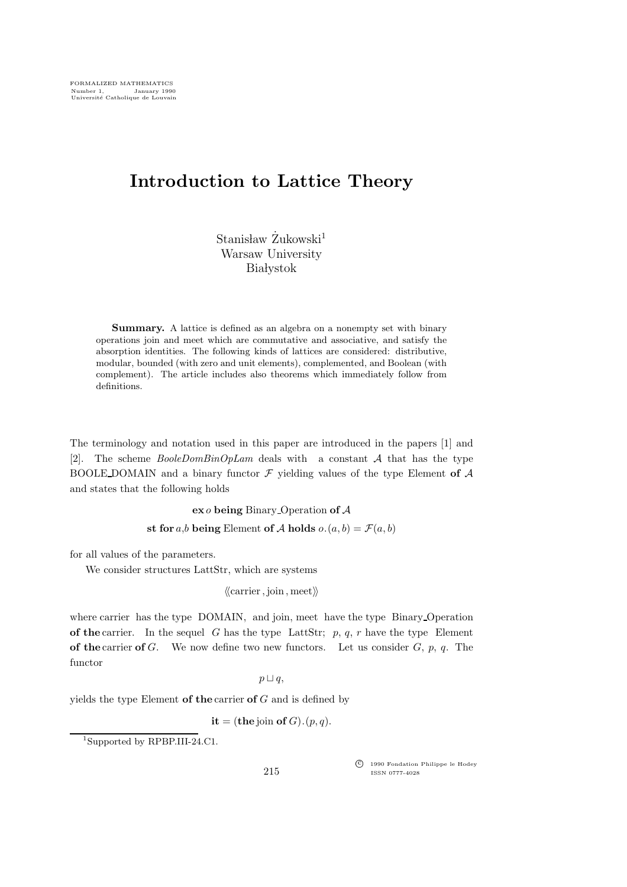FORMALIZED MATHEMATICS
Number 1, January 1990
Université Catholique de Louvain

# Introduction to Lattice Theory

Stanisław Żukowski[1]
Warsaw University
Białystok

**Summary.** A lattice is defined as an algebra on a nonempty set with binary operations join and meet which are commutative and associative, and satisfy the absorption identities. The following kinds of lattices are considered: distributive, modular, bounded (with zero and unit elements), complemented, and Boolean (with complement). The article includes also theorems which immediately follow from definitions.

The terminology and notation used in this paper are introduced in the papers [1] and [2]. The scheme *BooleDomBinOpLam* deals with a constant $\mathcal{A}$ that has the type BOOLE_DOMAIN and a binary functor $\mathcal{F}$ yielding values of the type Element **of** $\mathcal{A}$ and states that the following holds

$$\textbf{ex}\, o \textbf{ being } \text{Binary\_Operation } \textbf{of } \mathcal{A}$$
$$\textbf{st for } a,b \textbf{ being } \text{Element } \textbf{of } \mathcal{A} \textbf{ holds } o.(a,b) = \mathcal{F}(a,b)$$

for all values of the parameters.

We consider structures LattStr, which are systems

$$\langle\!\langle \text{carrier}, \text{join}, \text{meet} \rangle\!\rangle$$

where carrier has the type DOMAIN, and join, meet have the type Binary_Operation **of the** carrier. In the sequel $G$ has the type LattStr; $p$, $q$, $r$ have the type Element **of the** carrier **of** $G$. We now define two new functors. Let us consider $G$, $p$, $q$. The functor

$$p \sqcup q,$$

yields the type Element **of the** carrier **of** $G$ and is defined by

$$\textbf{it} = (\textbf{the} \text{ join } \textbf{of } G).(p,q).$$

[1]Supported by RPBP.III-24.C1.

© 1990 Fondation Philippe le Hodey
ISSN 0777-4028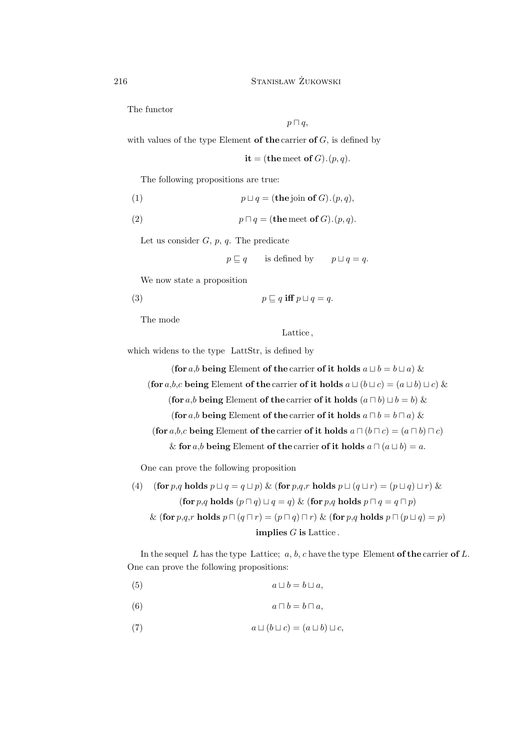The functor

$$p \sqcap q,$$

with values of the type Element **of the** carrier **of** $G$, is defined by

$$\textbf{it} = (\textbf{the}\,\text{meet}\ \textbf{of}\ G).(p, q).$$

The following propositions are true:

$$(1) \qquad p \sqcup q = (\textbf{the}\,\text{join}\ \textbf{of}\ G).(p, q),$$

$$(2) \qquad p \sqcap q = (\textbf{the}\,\text{meet}\ \textbf{of}\ G).(p, q).$$

Let us consider $G$, $p$, $q$. The predicate

$$p \sqsubseteq q \qquad \text{is defined by} \qquad p \sqcup q = q.$$

We now state a proposition

$$(3) \qquad p \sqsubseteq q\ \textbf{iff}\ p \sqcup q = q.$$

The mode

$$\text{Lattice},$$

which widens to the type LattStr, is defined by

$$(\textbf{for}\ a{,}b\ \textbf{being}\ \text{Element}\ \textbf{of the}\ \text{carrier}\ \textbf{of it holds}\ a \sqcup b = b \sqcup a)\ \&$$
$$(\textbf{for}\ a{,}b{,}c\ \textbf{being}\ \text{Element}\ \textbf{of the}\ \text{carrier}\ \textbf{of it holds}\ a \sqcup (b \sqcup c) = (a \sqcup b) \sqcup c)\ \&$$
$$(\textbf{for}\ a{,}b\ \textbf{being}\ \text{Element}\ \textbf{of the}\ \text{carrier}\ \textbf{of it holds}\ (a \sqcap b) \sqcup b = b)\ \&$$
$$(\textbf{for}\ a{,}b\ \textbf{being}\ \text{Element}\ \textbf{of the}\ \text{carrier}\ \textbf{of it holds}\ a \sqcap b = b \sqcap a)\ \&$$
$$(\textbf{for}\ a{,}b{,}c\ \textbf{being}\ \text{Element}\ \textbf{of the}\ \text{carrier}\ \textbf{of it holds}\ a \sqcap (b \sqcap c) = (a \sqcap b) \sqcap c)$$
$$\&\ \textbf{for}\ a{,}b\ \textbf{being}\ \text{Element}\ \textbf{of the}\ \text{carrier}\ \textbf{of it holds}\ a \sqcap (a \sqcup b) = a.$$

One can prove the following proposition

$$(4) \quad (\textbf{for}\ p{,}q\ \textbf{holds}\ p \sqcup q = q \sqcup p)\ \&\ (\textbf{for}\ p{,}q{,}r\ \textbf{holds}\ p \sqcup (q \sqcup r) = (p \sqcup q) \sqcup r)\ \&$$
$$(\textbf{for}\ p{,}q\ \textbf{holds}\ (p \sqcap q) \sqcup q = q)\ \&\ (\textbf{for}\ p{,}q\ \textbf{holds}\ p \sqcap q = q \sqcap p)$$
$$\&\ (\textbf{for}\ p{,}q{,}r\ \textbf{holds}\ p \sqcap (q \sqcap r) = (p \sqcap q) \sqcap r)\ \&\ (\textbf{for}\ p{,}q\ \textbf{holds}\ p \sqcap (p \sqcup q) = p)$$
$$\textbf{implies}\ G\ \textbf{is}\ \text{Lattice}.$$

In the sequel $L$ has the type Lattice; $a$, $b$, $c$ have the type Element **of the** carrier **of** $L$. One can prove the following propositions:

$$(5) \qquad a \sqcup b = b \sqcup a,$$

$$(6) \qquad a \sqcap b = b \sqcap a,$$

$$(7) \qquad a \sqcup (b \sqcup c) = (a \sqcup b) \sqcup c,$$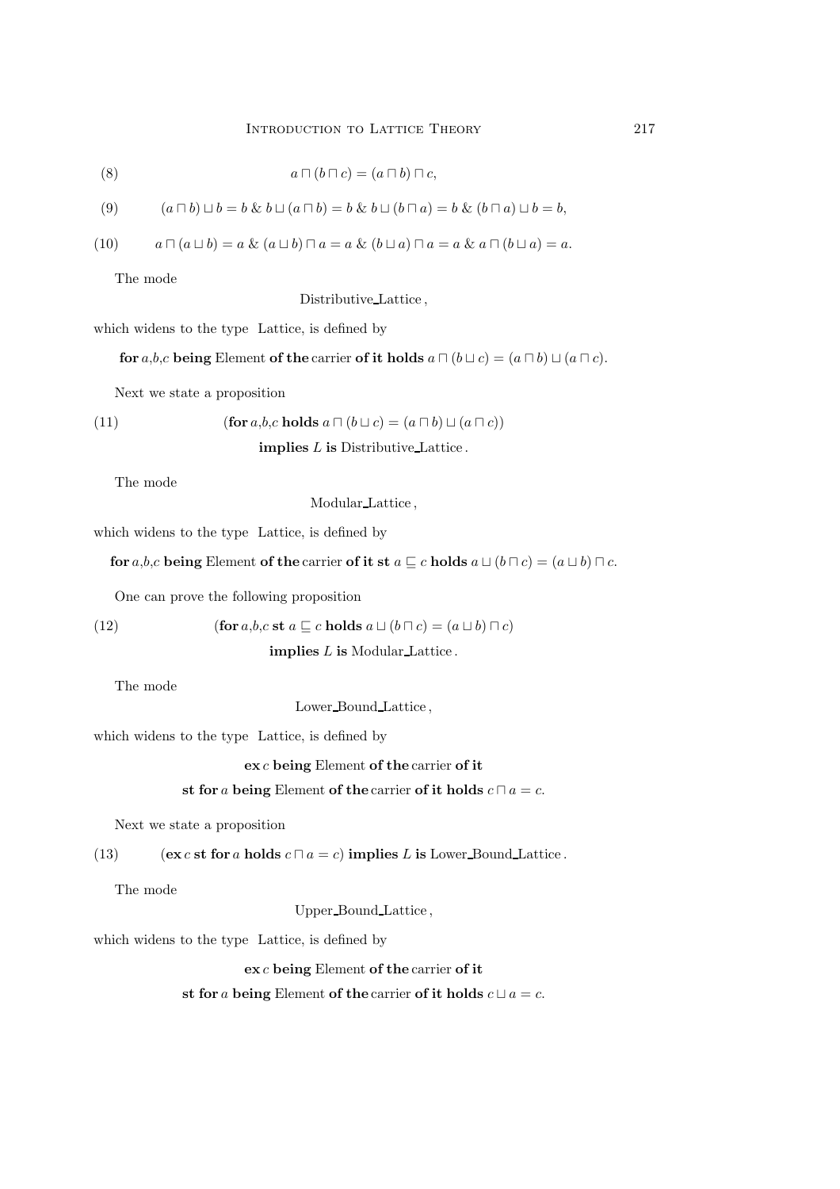$$a \sqcap (b \sqcap c) = (a \sqcap b) \sqcap c, \tag{8}$$

$$(a \sqcap b) \sqcup b = b \;\&\; b \sqcup (a \sqcap b) = b \;\&\; b \sqcup (b \sqcap a) = b \;\&\; (b \sqcap a) \sqcup b = b, \tag{9}$$

$$a \sqcap (a \sqcup b) = a \;\&\; (a \sqcup b) \sqcap a = a \;\&\; (b \sqcup a) \sqcap a = a \;\&\; a \sqcap (b \sqcup a) = a. \tag{10}$$

The mode

Distributive_Lattice ,

which widens to the type Lattice, is defined by

**for** $a$,$b$,$c$ **being** Element **of the** carrier **of it holds** $a \sqcap (b \sqcup c) = (a \sqcap b) \sqcup (a \sqcap c)$.

Next we state a proposition

(11) (**for** $a$,$b$,$c$ **holds** $a \sqcap (b \sqcup c) = (a \sqcap b) \sqcup (a \sqcap c)$)
**implies** $L$ **is** Distributive_Lattice .

The mode

Modular_Lattice ,

which widens to the type Lattice, is defined by

**for** $a$,$b$,$c$ **being** Element **of the** carrier **of it st** $a \sqsubseteq c$ **holds** $a \sqcup (b \sqcap c) = (a \sqcup b) \sqcap c$.

One can prove the following proposition

(12) (**for** $a$,$b$,$c$ **st** $a \sqsubseteq c$ **holds** $a \sqcup (b \sqcap c) = (a \sqcup b) \sqcap c$)
**implies** $L$ **is** Modular_Lattice .

The mode

Lower_Bound_Lattice ,

which widens to the type Lattice, is defined by

**ex** $c$ **being** Element **of the** carrier **of it**
**st for** $a$ **being** Element **of the** carrier **of it holds** $c \sqcap a = c$.

Next we state a proposition

(13) (**ex** $c$ **st for** $a$ **holds** $c \sqcap a = c$) **implies** $L$ **is** Lower_Bound_Lattice .

The mode

Upper_Bound_Lattice ,

which widens to the type Lattice, is defined by

**ex** $c$ **being** Element **of the** carrier **of it**
**st for** $a$ **being** Element **of the** carrier **of it holds** $c \sqcup a = c$.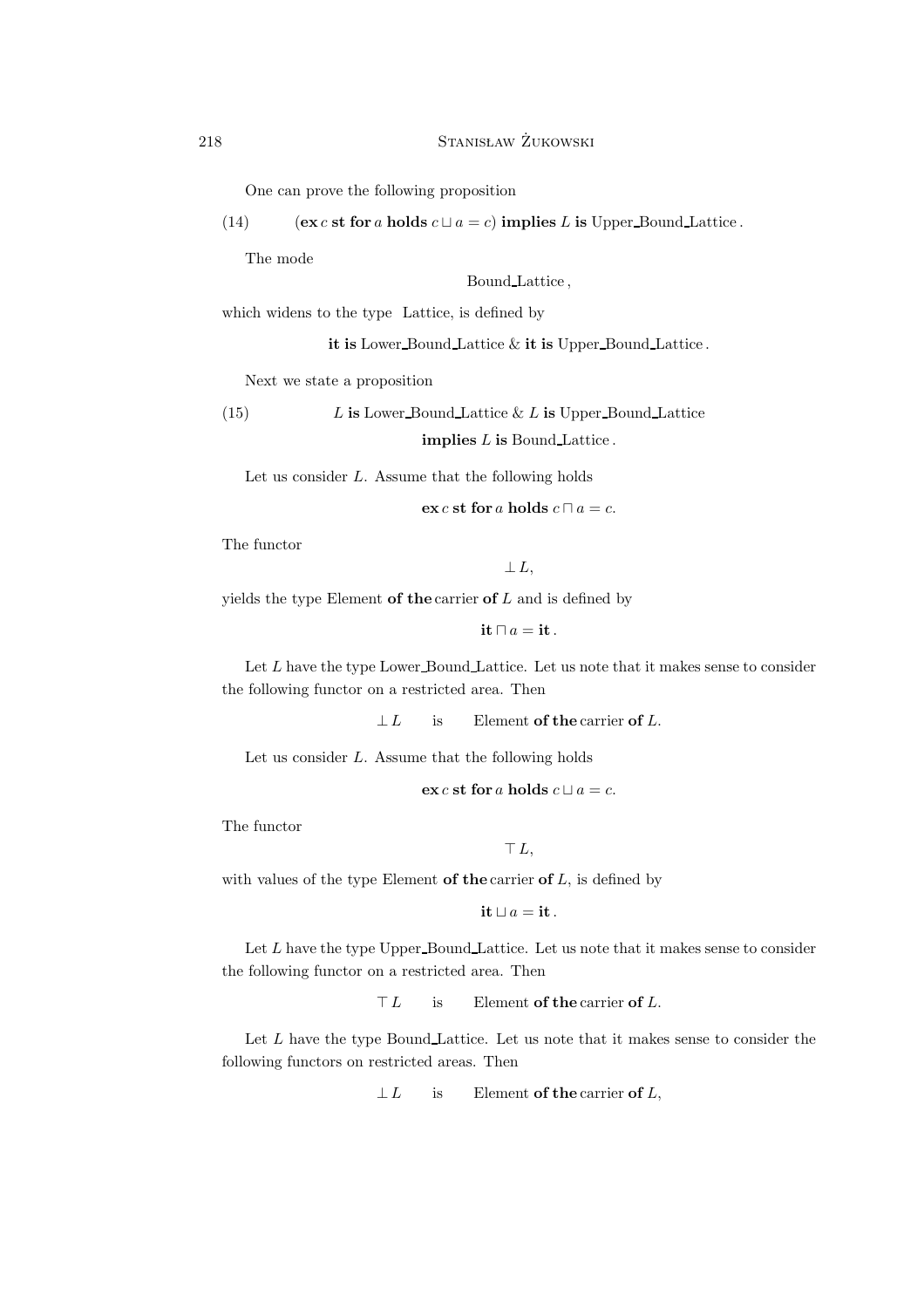One can prove the following proposition

(14) $\quad$ (**ex** $c$ **st for** $a$ **holds** $c \sqcup a = c$) **implies** $L$ **is** Upper_Bound_Lattice .

The mode

Bound_Lattice ,

which widens to the type Lattice, is defined by

**it is** Lower_Bound_Lattice & **it is** Upper_Bound_Lattice .

Next we state a proposition

(15) $\quad$ $L$ **is** Lower_Bound_Lattice & $L$ **is** Upper_Bound_Lattice
**implies** $L$ **is** Bound_Lattice .

Let us consider $L$. Assume that the following holds

**ex** $c$ **st for** $a$ **holds** $c \sqcap a = c$.

The functor

$\perp L$,

yields the type Element **of the** carrier **of** $L$ and is defined by

**it** $\sqcap\, a =$ **it** .

Let $L$ have the type Lower_Bound_Lattice. Let us note that it makes sense to consider the following functor on a restricted area. Then

$\perp L$ $\quad$ is $\quad$ Element **of the** carrier **of** $L$.

Let us consider $L$. Assume that the following holds

**ex** $c$ **st for** $a$ **holds** $c \sqcup a = c$.

The functor

$\top L$,

with values of the type Element **of the** carrier **of** $L$, is defined by

**it** $\sqcup\, a =$ **it** .

Let $L$ have the type Upper_Bound_Lattice. Let us note that it makes sense to consider the following functor on a restricted area. Then

$\top L$ $\quad$ is $\quad$ Element **of the** carrier **of** $L$.

Let $L$ have the type Bound_Lattice. Let us note that it makes sense to consider the following functors on restricted areas. Then

$\perp L$ $\quad$ is $\quad$ Element **of the** carrier **of** $L$,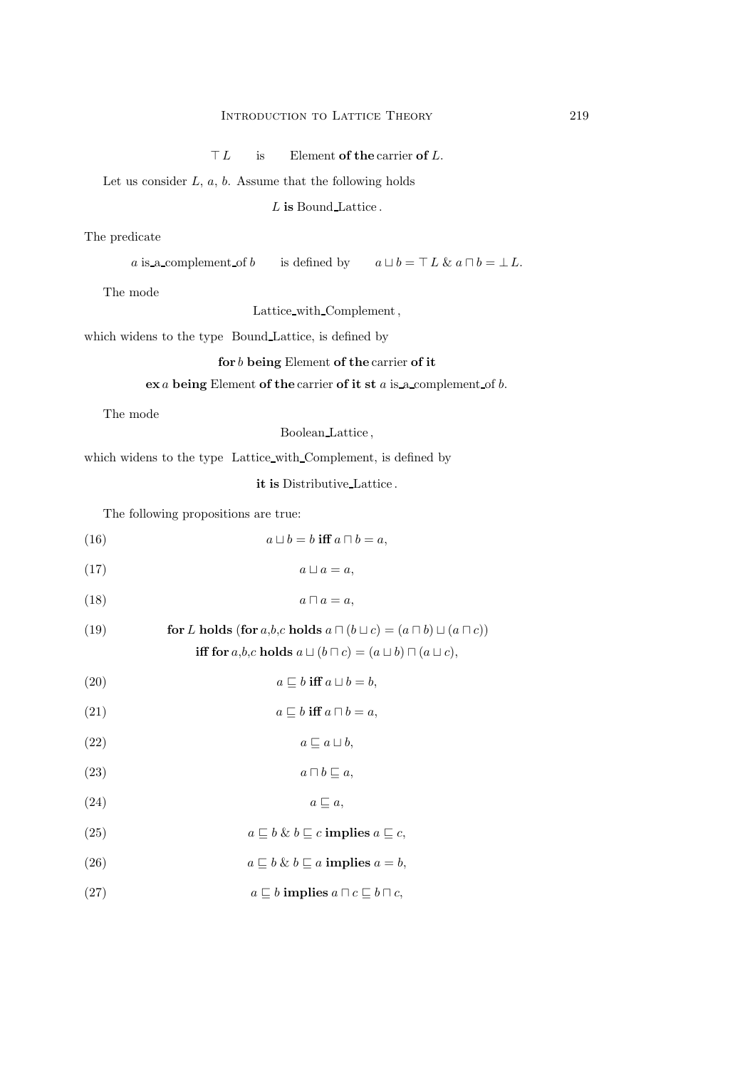$\top L$ is Element **of the** carrier **of** $L$.

Let us consider $L$, $a$, $b$. Assume that the following holds

$L$ **is** Bound_Lattice .

The predicate

$a$ is_a_complement_of $b$ is defined by $a \sqcup b = \top L$ & $a \sqcap b = \bot L$.

The mode

Lattice_with_Complement ,

which widens to the type Bound_Lattice, is defined by

**for** $b$ **being** Element **of the** carrier **of it**

**ex** $a$ **being** Element **of the** carrier **of it st** $a$ is_a_complement_of $b$.

The mode

Boolean_Lattice ,

which widens to the type Lattice_with_Complement, is defined by

**it is** Distributive_Lattice .

The following propositions are true:

(16) $a \sqcup b = b$ **iff** $a \sqcap b = a$,

(17) $a \sqcup a = a$,

(18) $a \sqcap a = a$,

(19) **for** $L$ **holds** (**for** $a$,$b$,$c$ **holds** $a \sqcap (b \sqcup c) = (a \sqcap b) \sqcup (a \sqcap c)$) **iff for** $a$,$b$,$c$ **holds** $a \sqcup (b \sqcap c) = (a \sqcup b) \sqcap (a \sqcup c)$,

(20) $a \sqsubseteq b$ **iff** $a \sqcup b = b$,

(21) $a \sqsubseteq b$ **iff** $a \sqcap b = a$,

(22) $a \sqsubseteq a \sqcup b$,

(23) $a \sqcap b \sqsubseteq a$,

(24) $a \sqsubseteq a$,

(25) $a \sqsubseteq b$ & $b \sqsubseteq c$ **implies** $a \sqsubseteq c$,

(26) $a \sqsubseteq b$ & $b \sqsubseteq a$ **implies** $a = b$,

(27) $a \sqsubseteq b$ **implies** $a \sqcap c \sqsubseteq b \sqcap c$,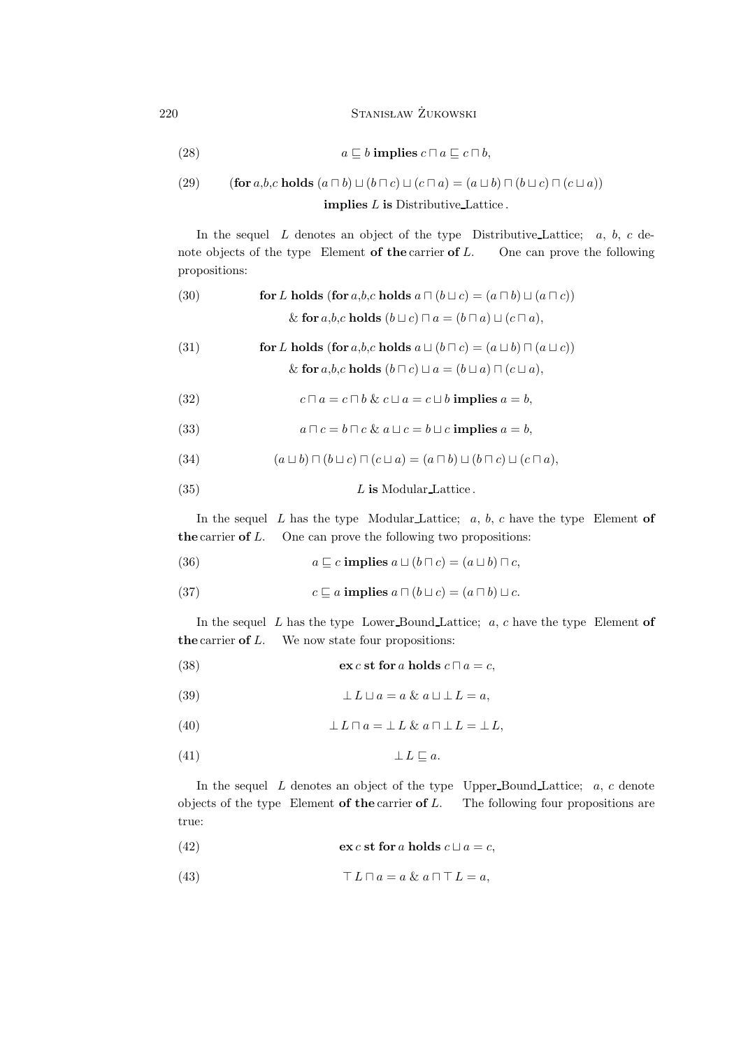$$a \sqsubseteq b \textbf{ implies } c \sqcap a \sqsubseteq c \sqcap b, \tag{28}$$

$$(\textbf{for } a,b,c \textbf{ holds } (a \sqcap b) \sqcup (b \sqcap c) \sqcup (c \sqcap a) = (a \sqcup b) \sqcap (b \sqcup c) \sqcap (c \sqcup a)) \textbf{ implies } L \textbf{ is } \text{Distributive\_Lattice}. \tag{29}$$

In the sequel $L$ denotes an object of the type Distributive_Lattice; $a$, $b$, $c$ denote objects of the type Element **of the** carrier **of** $L$. One can prove the following propositions:

$$\textbf{for } L \textbf{ holds } (\textbf{for } a,b,c \textbf{ holds } a \sqcap (b \sqcup c) = (a \sqcap b) \sqcup (a \sqcap c)) \ \& \ \textbf{for } a,b,c \textbf{ holds } (b \sqcup c) \sqcap a = (b \sqcap a) \sqcup (c \sqcap a), \tag{30}$$

$$\textbf{for } L \textbf{ holds } (\textbf{for } a,b,c \textbf{ holds } a \sqcup (b \sqcap c) = (a \sqcup b) \sqcap (a \sqcup c)) \ \& \ \textbf{for } a,b,c \textbf{ holds } (b \sqcap c) \sqcup a = (b \sqcup a) \sqcap (c \sqcup a), \tag{31}$$

$$c \sqcap a = c \sqcap b \ \& \ c \sqcup a = c \sqcup b \textbf{ implies } a = b, \tag{32}$$

$$a \sqcap c = b \sqcap c \ \& \ a \sqcup c = b \sqcup c \textbf{ implies } a = b, \tag{33}$$

$$(a \sqcup b) \sqcap (b \sqcup c) \sqcap (c \sqcup a) = (a \sqcap b) \sqcup (b \sqcap c) \sqcup (c \sqcap a), \tag{34}$$

$$L \textbf{ is } \text{Modular\_Lattice}. \tag{35}$$

In the sequel $L$ has the type Modular_Lattice; $a$, $b$, $c$ have the type Element **of the** carrier **of** $L$. One can prove the following two propositions:

$$a \sqsubseteq c \textbf{ implies } a \sqcup (b \sqcap c) = (a \sqcup b) \sqcap c, \tag{36}$$

$$c \sqsubseteq a \textbf{ implies } a \sqcap (b \sqcup c) = (a \sqcap b) \sqcup c. \tag{37}$$

In the sequel $L$ has the type Lower_Bound_Lattice; $a$, $c$ have the type Element **of the** carrier **of** $L$. We now state four propositions:

$$\textbf{ex } c \textbf{ st for } a \textbf{ holds } c \sqcap a = c, \tag{38}$$

$$\bot L \sqcup a = a \ \& \ a \sqcup \bot L = a, \tag{39}$$

$$\bot L \sqcap a = \bot L \ \& \ a \sqcap \bot L = \bot L, \tag{40}$$

$$\bot L \sqsubseteq a. \tag{41}$$

In the sequel $L$ denotes an object of the type Upper_Bound_Lattice; $a$, $c$ denote objects of the type Element **of the** carrier **of** $L$. The following four propositions are true:

$$\textbf{ex } c \textbf{ st for } a \textbf{ holds } c \sqcup a = c, \tag{42}$$

$$\top L \sqcap a = a \ \& \ a \sqcap \top L = a, \tag{43}$$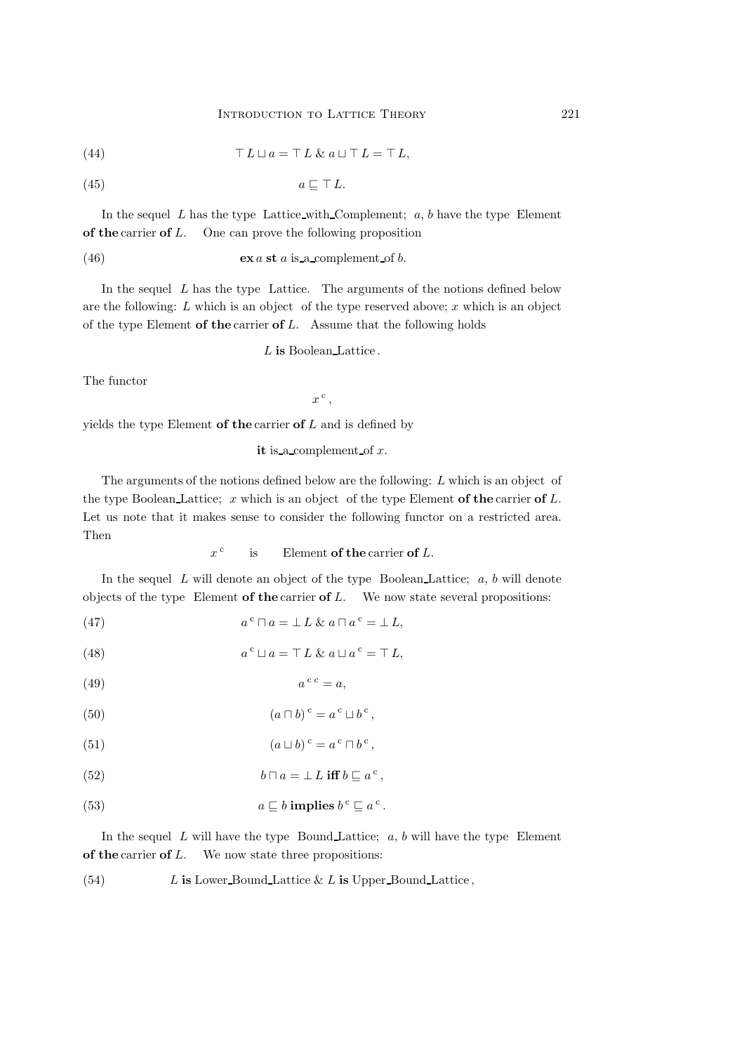$$\top L \sqcup a = \top L \;\&\; a \sqcup \top L = \top L, \tag{44}$$

$$a \sqsubseteq \top L. \tag{45}$$

In the sequel $L$ has the type Lattice_with_Complement; $a$, $b$ have the type Element **of the** carrier **of** $L$. One can prove the following proposition

$$\textbf{ex}\, a \textbf{ st } a \text{ is\_a\_complement\_of } b. \tag{46}$$

In the sequel $L$ has the type Lattice. The arguments of the notions defined below are the following: $L$ which is an object of the type reserved above; $x$ which is an object of the type Element **of the** carrier **of** $L$. Assume that the following holds

$$L \textbf{ is } \text{Boolean\_Lattice}.$$

The functor

$$x^{\,\mathrm{c}},$$

yields the type Element **of the** carrier **of** $L$ and is defined by

$$\textbf{it} \text{ is\_a\_complement\_of } x.$$

The arguments of the notions defined below are the following: $L$ which is an object of the type Boolean_Lattice; $x$ which is an object of the type Element **of the** carrier **of** $L$. Let us note that it makes sense to consider the following functor on a restricted area. Then

$$x^{\,\mathrm{c}} \quad \text{is} \quad \text{Element } \textbf{of the} \text{ carrier } \textbf{of } L.$$

In the sequel $L$ will denote an object of the type Boolean_Lattice; $a$, $b$ will denote objects of the type Element **of the** carrier **of** $L$. We now state several propositions:

$$a^{\,\mathrm{c}} \sqcap a = \bot L \;\&\; a \sqcap a^{\,\mathrm{c}} = \bot L, \tag{47}$$

$$a^{\,\mathrm{c}} \sqcup a = \top L \;\&\; a \sqcup a^{\,\mathrm{c}} = \top L, \tag{48}$$

$$a^{\,\mathrm{c}\,\mathrm{c}} = a, \tag{49}$$

$$(a \sqcap b)^{\,\mathrm{c}} = a^{\,\mathrm{c}} \sqcup b^{\,\mathrm{c}}, \tag{50}$$

$$(a \sqcup b)^{\,\mathrm{c}} = a^{\,\mathrm{c}} \sqcap b^{\,\mathrm{c}}, \tag{51}$$

$$b \sqcap a = \bot L \textbf{ iff } b \sqsubseteq a^{\,\mathrm{c}}, \tag{52}$$

$$a \sqsubseteq b \textbf{ implies } b^{\,\mathrm{c}} \sqsubseteq a^{\,\mathrm{c}}. \tag{53}$$

In the sequel $L$ will have the type Bound_Lattice; $a$, $b$ will have the type Element **of the** carrier **of** $L$. We now state three propositions:

$$L \textbf{ is } \text{Lower\_Bound\_Lattice} \;\&\; L \textbf{ is } \text{Upper\_Bound\_Lattice}, \tag{54}$$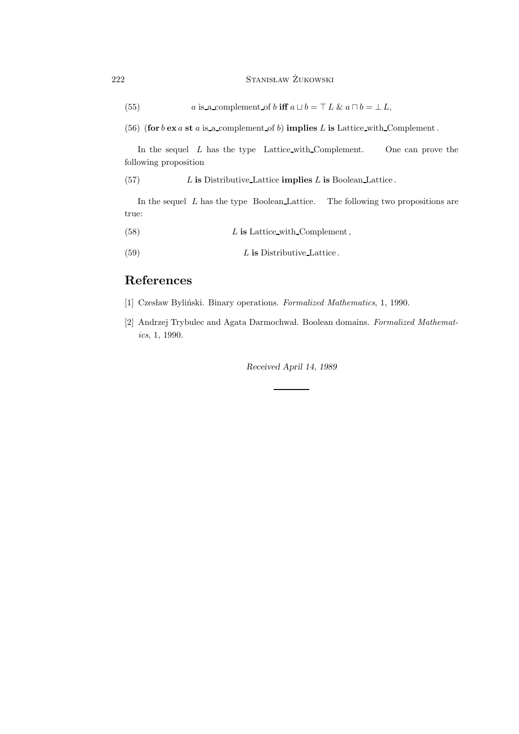(55) $a$ is_a_complement_of $b$ **iff** $a \sqcup b = \top L$ & $a \sqcap b = \bot L$,

(56) (**for** $b$ **ex** $a$ **st** $a$ is_a_complement_of $b$) **implies** $L$ **is** Lattice_with_Complement .

In the sequel $L$ has the type Lattice_with_Complement. One can prove the following proposition

(57) $L$ **is** Distributive_Lattice **implies** $L$ **is** Boolean_Lattice .

In the sequel $L$ has the type Boolean_Lattice. The following two propositions are true:

(58) $L$ **is** Lattice_with_Complement ,

(59) $L$ **is** Distributive_Lattice .

## References

[1] Czesław Byliński. Binary operations. *Formalized Mathematics*, 1, 1990.

[2] Andrzej Trybulec and Agata Darmochwał. Boolean domains. *Formalized Mathematics*, 1, 1990.

*Received April 14, 1989*